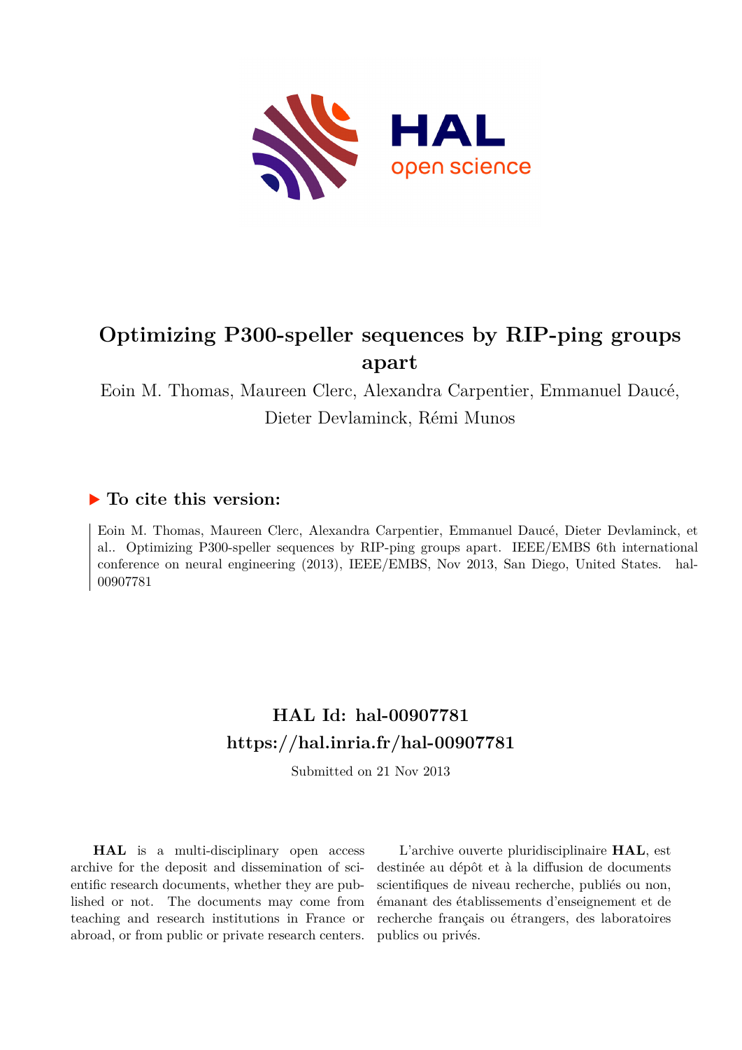# Optimizing P300-speller sequences by RIP-ping groups apart

Eoin M. Thomas, Maureen Clerc, Alexandra Carpentier, Emmanuel Daucé, Dieter Devlaminck, Rémi Munos

## ► To cite this version:

Eoin M. Thomas, Maureen Clerc, Alexandra Carpentier, Emmanuel Daucé, Dieter Devlaminck, et al.. Optimizing P300-speller sequences by RIP-ping groups apart. IEEE/EMBS 6th international conference on neural engineering (2013), IEEE/EMBS, Nov 2013, San Diego, United States. hal-00907781

## HAL Id: hal-00907781
## https://hal.inria.fr/hal-00907781

Submitted on 21 Nov 2013

**HAL** is a multi-disciplinary open access archive for the deposit and dissemination of scientific research documents, whether they are published or not. The documents may come from teaching and research institutions in France or abroad, or from public or private research centers.

L'archive ouverte pluridisciplinaire **HAL**, est destinée au dépôt et à la diffusion de documents scientifiques de niveau recherche, publiés ou non, émanant des établissements d'enseignement et de recherche français ou étrangers, des laboratoires publics ou privés.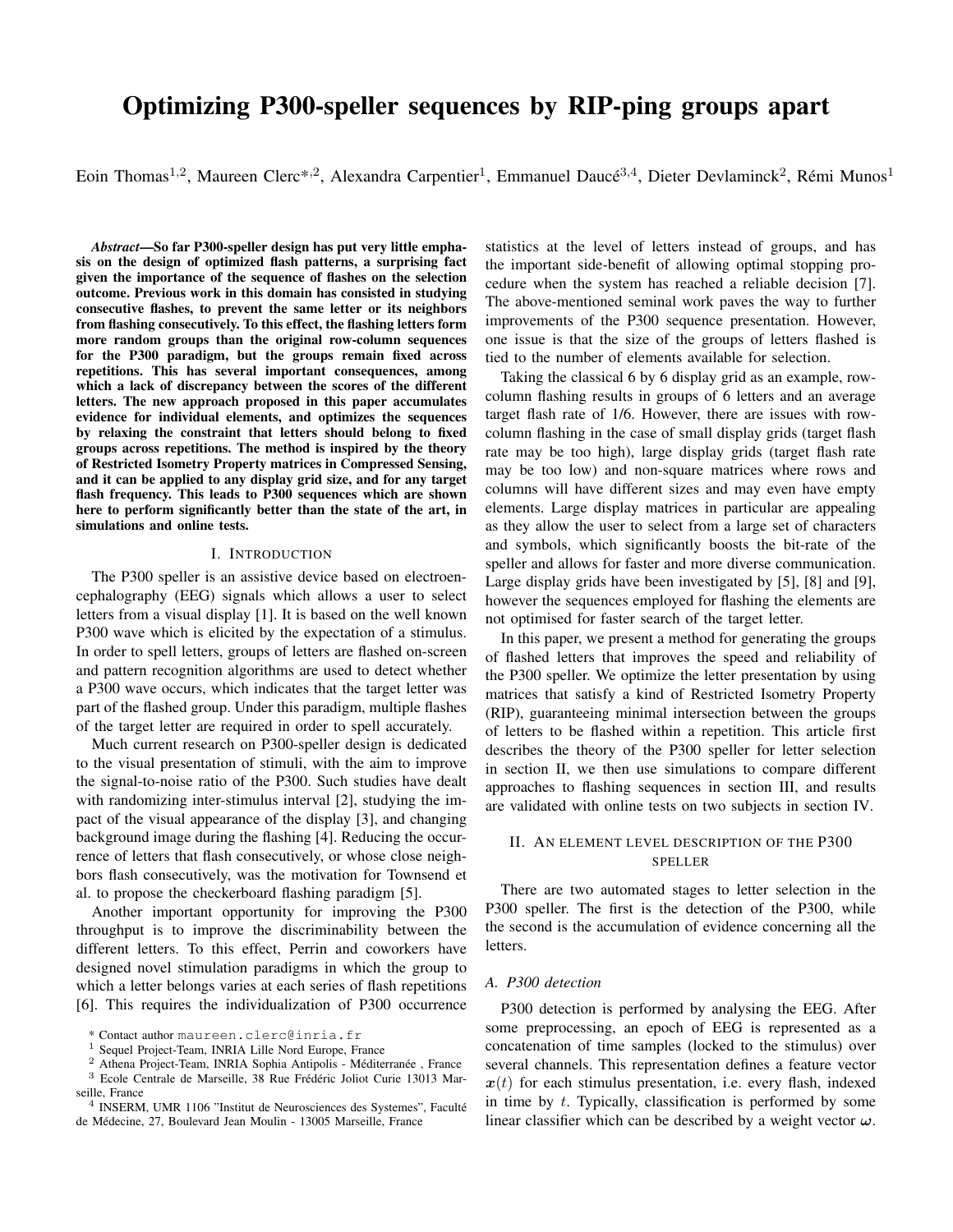# Optimizing P300-speller sequences by RIP-ping groups apart

Eoin Thomas[1,2], Maureen Clerc[*,2], Alexandra Carpentier[1], Emmanuel Daucé[3,4], Dieter Devlaminck[2], Rémi Munos[1]

***Abstract*—So far P300-speller design has put very little emphasis on the design of optimized flash patterns, a surprising fact given the importance of the sequence of flashes on the selection outcome. Previous work in this domain has consisted in studying consecutive flashes, to prevent the same letter or its neighbors from flashing consecutively. To this effect, the flashing letters form more random groups than the original row-column sequences for the P300 paradigm, but the groups remain fixed across repetitions. This has several important consequences, among which a lack of discrepancy between the scores of the different letters. The new approach proposed in this paper accumulates evidence for individual elements, and optimizes the sequences by relaxing the constraint that letters should belong to fixed groups across repetitions. The method is inspired by the theory of Restricted Isometry Property matrices in Compressed Sensing, and it can be applied to any display grid size, and for any target flash frequency. This leads to P300 sequences which are shown here to perform significantly better than the state of the art, in simulations and online tests.**

## I. Introduction

The P300 speller is an assistive device based on electroencephalography (EEG) signals which allows a user to select letters from a visual display [1]. It is based on the well known P300 wave which is elicited by the expectation of a stimulus. In order to spell letters, groups of letters are flashed on-screen and pattern recognition algorithms are used to detect whether a P300 wave occurs, which indicates that the target letter was part of the flashed group. Under this paradigm, multiple flashes of the target letter are required in order to spell accurately.

Much current research on P300-speller design is dedicated to the visual presentation of stimuli, with the aim to improve the signal-to-noise ratio of the P300. Such studies have dealt with randomizing inter-stimulus interval [2], studying the impact of the visual appearance of the display [3], and changing background image during the flashing [4]. Reducing the occurrence of letters that flash consecutively, or whose close neighbors flash consecutively, was the motivation for Townsend et al. to propose the checkerboard flashing paradigm [5].

Another important opportunity for improving the P300 throughput is to improve the discriminability between the different letters. To this effect, Perrin and coworkers have designed novel stimulation paradigms in which the group to which a letter belongs varies at each series of flash repetitions [6]. This requires the individualization of P300 occurrence statistics at the level of letters instead of groups, and has the important side-benefit of allowing optimal stopping procedure when the system has reached a reliable decision [7]. The above-mentioned seminal work paves the way to further improvements of the P300 sequence presentation. However, one issue is that the size of the groups of letters flashed is tied to the number of elements available for selection.

Taking the classical 6 by 6 display grid as an example, row-column flashing results in groups of 6 letters and an average target flash rate of 1/6. However, there are issues with row-column flashing in the case of small display grids (target flash rate may be too high), large display grids (target flash rate may be too low) and non-square matrices where rows and columns will have different sizes and may even have empty elements. Large display matrices in particular are appealing as they allow the user to select from a large set of characters and symbols, which significantly boosts the bit-rate of the speller and allows for faster and more diverse communication. Large display grids have been investigated by [5], [8] and [9], however the sequences employed for flashing the elements are not optimised for faster search of the target letter.

In this paper, we present a method for generating the groups of flashed letters that improves the speed and reliability of the P300 speller. We optimize the letter presentation by using matrices that satisfy a kind of Restricted Isometry Property (RIP), guaranteeing minimal intersection between the groups of letters to be flashed within a repetition. This article first describes the theory of the P300 speller for letter selection in section II, we then use simulations to compare different approaches to flashing sequences in section III, and results are validated with online tests on two subjects in section IV.

## II. An element level description of the P300 speller

There are two automated stages to letter selection in the P300 speller. The first is the detection of the P300, while the second is the accumulation of evidence concerning all the letters.

### A. P300 detection

P300 detection is performed by analysing the EEG. After some preprocessing, an epoch of EEG is represented as a concatenation of time samples (locked to the stimulus) over several channels. This representation defines a feature vector $\boldsymbol{x}(t)$ for each stimulus presentation, i.e. every flash, indexed in time by $t$. Typically, classification is performed by some linear classifier which can be described by a weight vector $\boldsymbol{\omega}$.

* Contact author maureen.clerc@inria.fr
[1] Sequel Project-Team, INRIA Lille Nord Europe, France
[2] Athena Project-Team, INRIA Sophia Antipolis - Méditerranée , France
[3] Ecole Centrale de Marseille, 38 Rue Frédéric Joliot Curie 13013 Marseille, France
[4] INSERM, UMR 1106 "Institut de Neurosciences des Systemes", Faculté de Médecine, 27, Boulevard Jean Moulin - 13005 Marseille, France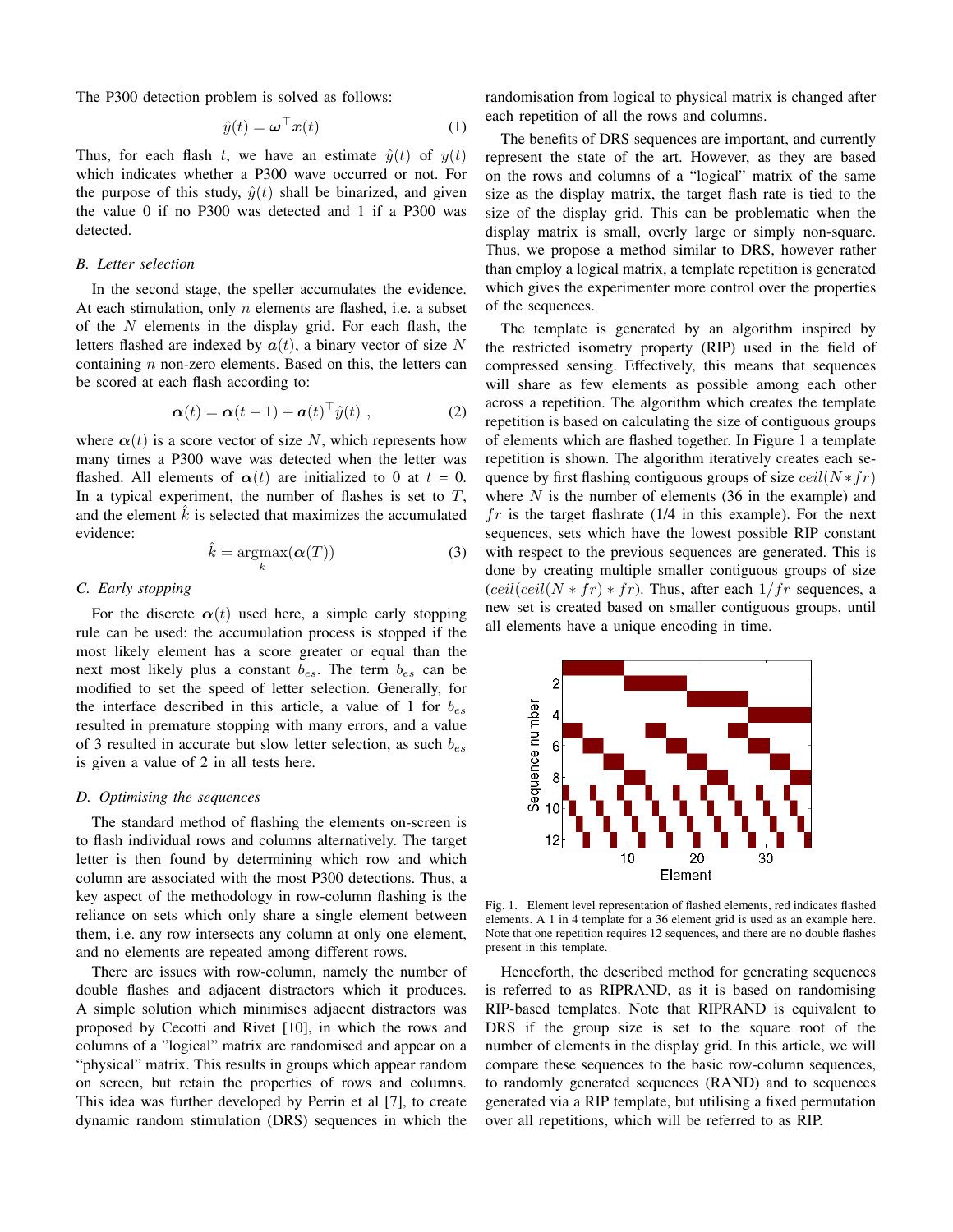The P300 detection problem is solved as follows:

$$\hat{y}(t) = \boldsymbol{\omega}^\top \boldsymbol{x}(t) \tag{1}$$

Thus, for each flash $t$, we have an estimate $\hat{y}(t)$ of $y(t)$ which indicates whether a P300 wave occurred or not. For the purpose of this study, $\hat{y}(t)$ shall be binarized, and given the value 0 if no P300 was detected and 1 if a P300 was detected.

### B. Letter selection

In the second stage, the speller accumulates the evidence. At each stimulation, only $n$ elements are flashed, i.e. a subset of the $N$ elements in the display grid. For each flash, the letters flashed are indexed by $\boldsymbol{a}(t)$, a binary vector of size $N$ containing $n$ non-zero elements. Based on this, the letters can be scored at each flash according to:

$$\boldsymbol{\alpha}(t) = \boldsymbol{\alpha}(t-1) + \boldsymbol{a}(t)^\top \hat{y}(t) \ , \tag{2}$$

where $\boldsymbol{\alpha}(t)$ is a score vector of size $N$, which represents how many times a P300 wave was detected when the letter was flashed. All elements of $\boldsymbol{\alpha}(t)$ are initialized to 0 at $t = 0$. In a typical experiment, the number of flashes is set to $T$, and the element $\hat{k}$ is selected that maximizes the accumulated evidence:

$$\hat{k} = \underset{k}{\operatorname{argmax}}(\boldsymbol{\alpha}(T)) \tag{3}$$

### C. Early stopping

For the discrete $\boldsymbol{\alpha}(t)$ used here, a simple early stopping rule can be used: the accumulation process is stopped if the most likely element has a score greater or equal than the next most likely plus a constant $b_{es}$. The term $b_{es}$ can be modified to set the speed of letter selection. Generally, for the interface described in this article, a value of 1 for $b_{es}$ resulted in premature stopping with many errors, and a value of 3 resulted in accurate but slow letter selection, as such $b_{es}$ is given a value of 2 in all tests here.

### D. Optimising the sequences

The standard method of flashing the elements on-screen is to flash individual rows and columns alternatively. The target letter is then found by determining which row and which column are associated with the most P300 detections. Thus, a key aspect of the methodology in row-column flashing is the reliance on sets which only share a single element between them, i.e. any row intersects any column at only one element, and no elements are repeated among different rows.

There are issues with row-column, namely the number of double flashes and adjacent distractors which it produces. A simple solution which minimises adjacent distractors was proposed by Cecotti and Rivet [10], in which the rows and columns of a "logical" matrix are randomised and appear on a "physical" matrix. This results in groups which appear random on screen, but retain the properties of rows and columns. This idea was further developed by Perrin et al [7], to create dynamic random stimulation (DRS) sequences in which the randomisation from logical to physical matrix is changed after each repetition of all the rows and columns.

The benefits of DRS sequences are important, and currently represent the state of the art. However, as they are based on the rows and columns of a "logical" matrix of the same size as the display matrix, the target flash rate is tied to the size of the display grid. This can be problematic when the display matrix is small, overly large or simply non-square. Thus, we propose a method similar to DRS, however rather than employ a logical matrix, a template repetition is generated which gives the experimenter more control over the properties of the sequences.

The template is generated by an algorithm inspired by the restricted isometry property (RIP) used in the field of compressed sensing. Effectively, this means that sequences will share as few elements as possible among each other across a repetition. The algorithm which creates the template repetition is based on calculating the size of contiguous groups of elements which are flashed together. In Figure 1 a template repetition is shown. The algorithm iteratively creates each sequence by first flashing contiguous groups of size $ceil(N * fr)$ where $N$ is the number of elements (36 in the example) and $fr$ is the target flashrate (1/4 in this example). For the next sequences, sets which have the lowest possible RIP constant with respect to the previous sequences are generated. This is done by creating multiple smaller contiguous groups of size $(ceil(ceil(N * fr) * fr)$. Thus, after each $1/fr$ sequences, a new set is created based on smaller contiguous groups, until all elements have a unique encoding in time.

Fig. 1. Element level representation of flashed elements, red indicates flashed elements. A 1 in 4 template for a 36 element grid is used as an example here. Note that one repetition requires 12 sequences, and there are no double flashes present in this template.

Henceforth, the described method for generating sequences is referred to as RIPRAND, as it is based on randomising RIP-based templates. Note that RIPRAND is equivalent to DRS if the group size is set to the square root of the number of elements in the display grid. In this article, we will compare these sequences to the basic row-column sequences, to randomly generated sequences (RAND) and to sequences generated via a RIP template, but utilising a fixed permutation over all repetitions, which will be referred to as RIP.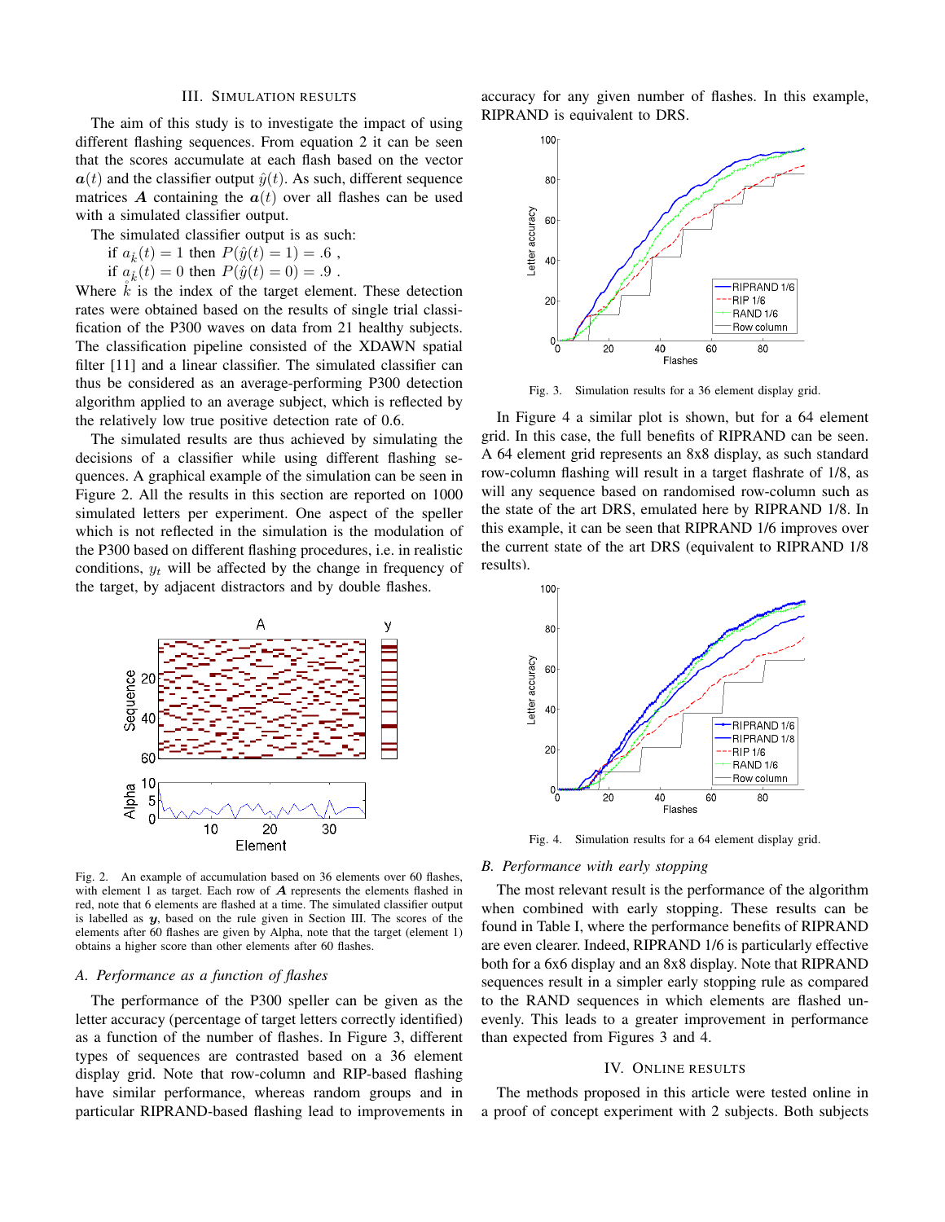## III. Simulation Results

The aim of this study is to investigate the impact of using different flashing sequences. From equation 2 it can be seen that the scores accumulate at each flash based on the vector $\boldsymbol{a}(t)$ and the classifier output $\hat{y}(t)$. As such, different sequence matrices $\boldsymbol{A}$ containing the $\boldsymbol{a}(t)$ over all flashes can be used with a simulated classifier output.

The simulated classifier output is as such:

if $a_{\mathring{k}}(t) = 1$ then $P(\hat{y}(t) = 1) = .6$ ,
if $a_{\mathring{k}}(t) = 0$ then $P(\hat{y}(t) = 0) = .9$ .

Where $\mathring{k}$ is the index of the target element. These detection rates were obtained based on the results of single trial classification of the P300 waves on data from 21 healthy subjects. The classification pipeline consisted of the XDAWN spatial filter [11] and a linear classifier. The simulated classifier can thus be considered as an average-performing P300 detection algorithm applied to an average subject, which is reflected by the relatively low true positive detection rate of 0.6.

The simulated results are thus achieved by simulating the decisions of a classifier while using different flashing sequences. A graphical example of the simulation can be seen in Figure 2. All the results in this section are reported on 1000 simulated letters per experiment. One aspect of the speller which is not reflected in the simulation is the modulation of the P300 based on different flashing procedures, i.e. in realistic conditions, $y_t$ will be affected by the change in frequency of the target, by adjacent distractors and by double flashes.

Fig. 2. An example of accumulation based on 36 elements over 60 flashes, with element 1 as target. Each row of $\boldsymbol{A}$ represents the elements flashed in red, note that 6 elements are flashed at a time. The simulated classifier output is labelled as $\boldsymbol{y}$, based on the rule given in Section III. The scores of the elements after 60 flashes are given by Alpha, note that the target (element 1) obtains a higher score than other elements after 60 flashes.

### A. Performance as a function of flashes

The performance of the P300 speller can be given as the letter accuracy (percentage of target letters correctly identified) as a function of the number of flashes. In Figure 3, different types of sequences are contrasted based on a 36 element display grid. Note that row-column and RIP-based flashing have similar performance, whereas random groups and in particular RIPRAND-based flashing lead to improvements in accuracy for any given number of flashes. In this example, RIPRAND is equivalent to DRS.

Fig. 3. Simulation results for a 36 element display grid.

In Figure 4 a similar plot is shown, but for a 64 element grid. In this case, the full benefits of RIPRAND can be seen. A 64 element grid represents an 8x8 display, as such standard row-column flashing will result in a target flashrate of 1/8, as will any sequence based on randomised row-column such as the state of the art DRS, emulated here by RIPRAND 1/8. In this example, it can be seen that RIPRAND 1/6 improves over the current state of the art DRS (equivalent to RIPRAND 1/8 results).

Fig. 4. Simulation results for a 64 element display grid.

### B. Performance with early stopping

The most relevant result is the performance of the algorithm when combined with early stopping. These results can be found in Table I, where the performance benefits of RIPRAND are even clearer. Indeed, RIPRAND 1/6 is particularly effective both for a 6x6 display and an 8x8 display. Note that RIPRAND sequences result in a simpler early stopping rule as compared to the RAND sequences in which elements are flashed unevenly. This leads to a greater improvement in performance than expected from Figures 3 and 4.

## IV. Online Results

The methods proposed in this article were tested online in a proof of concept experiment with 2 subjects. Both subjects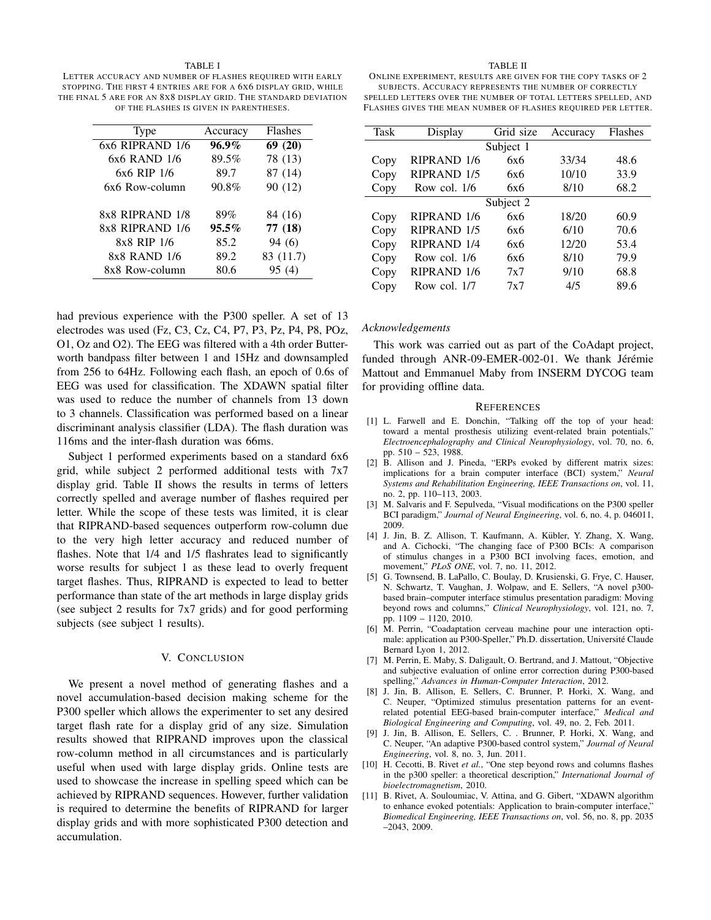TABLE I

Letter accuracy and number of flashes required with early stopping. The first 4 entries are for a 6x6 display grid, while the final 5 are for an 8x8 display grid. The standard deviation of the flashes is given in parentheses.

| Type | Accuracy | Flashes |
|---|---|---|
| 6x6 RIPRAND 1/6 | **96.9%** | **69 (20)** |
| 6x6 RAND 1/6 | 89.5% | 78 (13) |
| 6x6 RIP 1/6 | 89.7 | 87 (14) |
| 6x6 Row-column | 90.8% | 90 (12) |
| 8x8 RIPRAND 1/8 | 89% | 84 (16) |
| 8x8 RIPRAND 1/6 | **95.5%** | **77 (18)** |
| 8x8 RIP 1/6 | 85.2 | 94 (6) |
| 8x8 RAND 1/6 | 89.2 | 83 (11.7) |
| 8x8 Row-column | 80.6 | 95 (4) |

TABLE II

Online experiment, results are given for the copy tasks of 2 subjects. Accuracy represents the number of correctly spelled letters over the number of total letters spelled, and Flashes gives the mean number of flashes required per letter.

| Task | Display | Grid size | Accuracy | Flashes |
|---|---|---|---|---|
| | | Subject 1 | | |
| Copy | RIPRAND 1/6 | 6x6 | 33/34 | 48.6 |
| Copy | RIPRAND 1/5 | 6x6 | 10/10 | 33.9 |
| Copy | Row col. 1/6 | 6x6 | 8/10 | 68.2 |
| | | Subject 2 | | |
| Copy | RIPRAND 1/6 | 6x6 | 18/20 | 60.9 |
| Copy | RIPRAND 1/5 | 6x6 | 6/10 | 70.6 |
| Copy | RIPRAND 1/4 | 6x6 | 12/20 | 53.4 |
| Copy | Row col. 1/6 | 6x6 | 8/10 | 79.9 |
| Copy | RIPRAND 1/6 | 7x7 | 9/10 | 68.8 |
| Copy | Row col. 1/7 | 7x7 | 4/5 | 89.6 |

had previous experience with the P300 speller. A set of 13 electrodes was used (Fz, C3, Cz, C4, P7, P3, Pz, P4, P8, POz, O1, Oz and O2). The EEG was filtered with a 4th order Butterworth bandpass filter between 1 and 15Hz and downsampled from 256 to 64Hz. Following each flash, an epoch of 0.6s of EEG was used for classification. The XDAWN spatial filter was used to reduce the number of channels from 13 down to 3 channels. Classification was performed based on a linear discriminant analysis classifier (LDA). The flash duration was 116ms and the inter-flash duration was 66ms.

Subject 1 performed experiments based on a standard 6x6 grid, while subject 2 performed additional tests with 7x7 display grid. Table II shows the results in terms of letters correctly spelled and average number of flashes required per letter. While the scope of these tests was limited, it is clear that RIPRAND-based sequences outperform row-column due to the very high letter accuracy and reduced number of flashes. Note that 1/4 and 1/5 flashrates lead to significantly worse results for subject 1 as these lead to overly frequent target flashes. Thus, RIPRAND is expected to lead to better performance than state of the art methods in large display grids (see subject 2 results for 7x7 grids) and for good performing subjects (see subject 1 results).

## V. Conclusion

We present a novel method of generating flashes and a novel accumulation-based decision making scheme for the P300 speller which allows the experimenter to set any desired target flash rate for a display grid of any size. Simulation results showed that RIPRAND improves upon the classical row-column method in all circumstances and is particularly useful when used with large display grids. Online tests are used to showcase the increase in spelling speed which can be achieved by RIPRAND sequences. However, further validation is required to determine the benefits of RIPRAND for larger display grids and with more sophisticated P300 detection and accumulation.

*Acknowledgements*

This work was carried out as part of the CoAdapt project, funded through ANR-09-EMER-002-01. We thank Jérémie Mattout and Emmanuel Maby from INSERM DYCOG team for providing offline data.

## References

[1] L. Farwell and E. Donchin, "Talking off the top of your head: toward a mental prosthesis utilizing event-related brain potentials," *Electroencephalography and Clinical Neurophysiology*, vol. 70, no. 6, pp. 510 – 523, 1988.

[2] B. Allison and J. Pineda, "ERPs evoked by different matrix sizes: implications for a brain computer interface (BCI) system," *Neural Systems and Rehabilitation Engineering, IEEE Transactions on*, vol. 11, no. 2, pp. 110–113, 2003.

[3] M. Salvaris and F. Sepulveda, "Visual modifications on the P300 speller BCI paradigm," *Journal of Neural Engineering*, vol. 6, no. 4, p. 046011, 2009.

[4] J. Jin, B. Z. Allison, T. Kaufmann, A. Kübler, Y. Zhang, X. Wang, and A. Cichocki, "The changing face of P300 BCIs: A comparison of stimulus changes in a P300 BCI involving faces, emotion, and movement," *PLoS ONE*, vol. 7, no. 11, 2012.

[5] G. Townsend, B. LaPallo, C. Boulay, D. Krusienski, G. Frye, C. Hauser, N. Schwartz, T. Vaughan, J. Wolpaw, and E. Sellers, "A novel p300-based brain–computer interface stimulus presentation paradigm: Moving beyond rows and columns," *Clinical Neurophysiology*, vol. 121, no. 7, pp. 1109 – 1120, 2010.

[6] M. Perrin, "Coadaptation cerveau machine pour une interaction optimale: application au P300-Speller," Ph.D. dissertation, Université Claude Bernard Lyon 1, 2012.

[7] M. Perrin, E. Maby, S. Daligault, O. Bertrand, and J. Mattout, "Objective and subjective evaluation of online error correction during P300-based spelling," *Advances in Human-Computer Interaction*, 2012.

[8] J. Jin, B. Allison, E. Sellers, C. Brunner, P. Horki, X. Wang, and C. Neuper, "Optimized stimulus presentation patterns for an event-related potential EEG-based brain-computer interface," *Medical and Biological Engineering and Computing*, vol. 49, no. 2, Feb. 2011.

[9] J. Jin, B. Allison, E. Sellers, C. . Brunner, P. Horki, X. Wang, and C. Neuper, "An adaptive P300-based control system," *Journal of Neural Engineering*, vol. 8, no. 3, Jun. 2011.

[10] H. Cecotti, B. Rivet *et al.*, "One step beyond rows and columns flashes in the p300 speller: a theoretical description," *International Journal of bioelectromagnetism*, 2010.

[11] B. Rivet, A. Souloumiac, V. Attina, and G. Gibert, "XDAWN algorithm to enhance evoked potentials: Application to brain-computer interface," *Biomedical Engineering, IEEE Transactions on*, vol. 56, no. 8, pp. 2035 –2043, 2009.